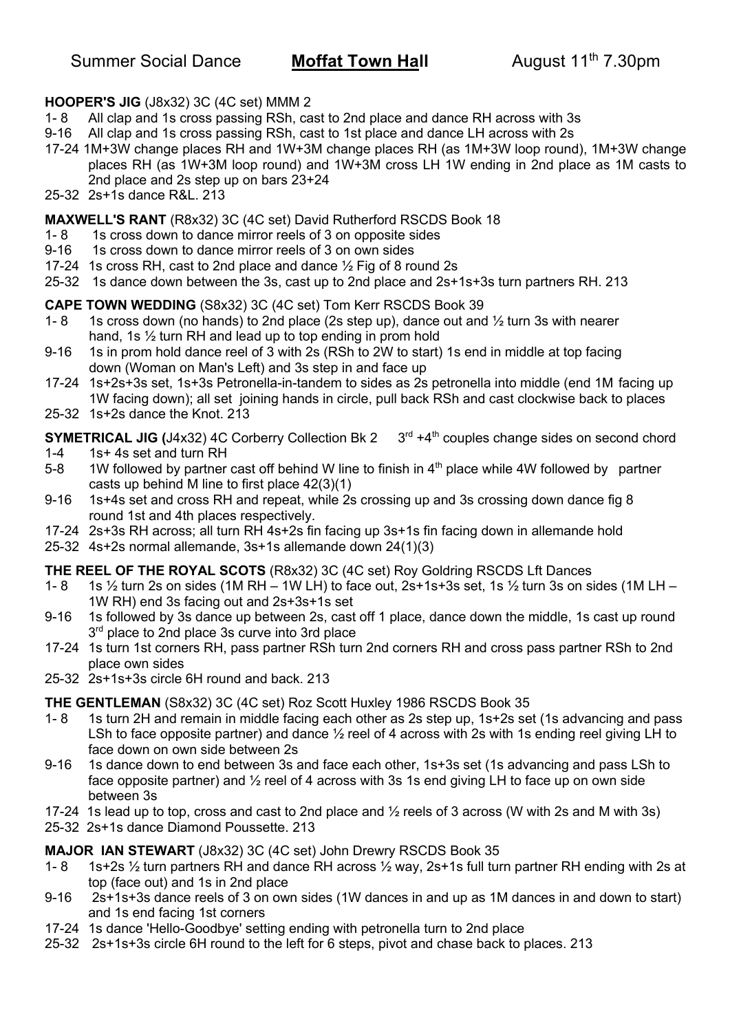Summer Social Dance **Moffat Town Hall** August 11th 7.30pm

**HOOPER'S JIG** (J8x32) 3C (4C set) MMM 2

1- 8 All clap and 1s cross passing RSh, cast to 2nd place and dance RH across with 3s
9-16 All clap and 1s cross passing RSh, cast to 1st place and dance LH across with 2s
17-24 1M+3W change places RH and 1W+3M change places RH (as 1M+3W loop round), 1M+3W change places RH (as 1W+3M loop round) and 1W+3M cross LH 1W ending in 2nd place as 1M casts to 2nd place and 2s step up on bars 23+24
25-32 2s+1s dance R&L. 213

**MAXWELL'S RANT** (R8x32) 3C (4C set) David Rutherford RSCDS Book 18

1- 8 1s cross down to dance mirror reels of 3 on opposite sides
9-16 1s cross down to dance mirror reels of 3 on own sides
17-24 1s cross RH, cast to 2nd place and dance ½ Fig of 8 round 2s
25-32 1s dance down between the 3s, cast up to 2nd place and 2s+1s+3s turn partners RH. 213

**CAPE TOWN WEDDING** (S8x32) 3C (4C set) Tom Kerr RSCDS Book 39

1- 8 1s cross down (no hands) to 2nd place (2s step up), dance out and ½ turn 3s with nearer hand, 1s ½ turn RH and lead up to top ending in prom hold
9-16 1s in prom hold dance reel of 3 with 2s (RSh to 2W to start) 1s end in middle at top facing down (Woman on Man's Left) and 3s step in and face up
17-24 1s+2s+3s set, 1s+3s Petronella-in-tandem to sides as 2s petronella into middle (end 1M facing up 1W facing down); all set joining hands in circle, pull back RSh and cast clockwise back to places
25-32 1s+2s dance the Knot. 213

**SYMETRICAL JIG (**J4x32) 4C Corberry Collection Bk 2 3rd +4th couples change sides on second chord

1-4 1s+ 4s set and turn RH
5-8 1W followed by partner cast off behind W line to finish in 4th place while 4W followed by partner casts up behind M line to first place 42(3)(1)
9-16 1s+4s set and cross RH and repeat, while 2s crossing up and 3s crossing down dance fig 8 round 1st and 4th places respectively.
17-24 2s+3s RH across; all turn RH 4s+2s fin facing up 3s+1s fin facing down in allemande hold
25-32 4s+2s normal allemande, 3s+1s allemande down 24(1)(3)

**THE REEL OF THE ROYAL SCOTS** (R8x32) 3C (4C set) Roy Goldring RSCDS Lft Dances

1- 8 1s ½ turn 2s on sides (1M RH – 1W LH) to face out, 2s+1s+3s set, 1s ½ turn 3s on sides (1M LH – 1W RH) end 3s facing out and 2s+3s+1s set
9-16 1s followed by 3s dance up between 2s, cast off 1 place, dance down the middle, 1s cast up round 3rd place to 2nd place 3s curve into 3rd place
17-24 1s turn 1st corners RH, pass partner RSh turn 2nd corners RH and cross pass partner RSh to 2nd place own sides
25-32 2s+1s+3s circle 6H round and back. 213

**THE GENTLEMAN** (S8x32) 3C (4C set) Roz Scott Huxley 1986 RSCDS Book 35

1- 8 1s turn 2H and remain in middle facing each other as 2s step up, 1s+2s set (1s advancing and pass LSh to face opposite partner) and dance ½ reel of 4 across with 2s with 1s ending reel giving LH to face down on own side between 2s
9-16 1s dance down to end between 3s and face each other, 1s+3s set (1s advancing and pass LSh to face opposite partner) and ½ reel of 4 across with 3s 1s end giving LH to face up on own side between 3s
17-24 1s lead up to top, cross and cast to 2nd place and ½ reels of 3 across (W with 2s and M with 3s)
25-32 2s+1s dance Diamond Poussette. 213

**MAJOR IAN STEWART** (J8x32) 3C (4C set) John Drewry RSCDS Book 35

1- 8 1s+2s ½ turn partners RH and dance RH across ½ way, 2s+1s full turn partner RH ending with 2s at top (face out) and 1s in 2nd place
9-16 2s+1s+3s dance reels of 3 on own sides (1W dances in and up as 1M dances in and down to start) and 1s end facing 1st corners
17-24 1s dance 'Hello-Goodbye' setting ending with petronella turn to 2nd place
25-32 2s+1s+3s circle 6H round to the left for 6 steps, pivot and chase back to places. 213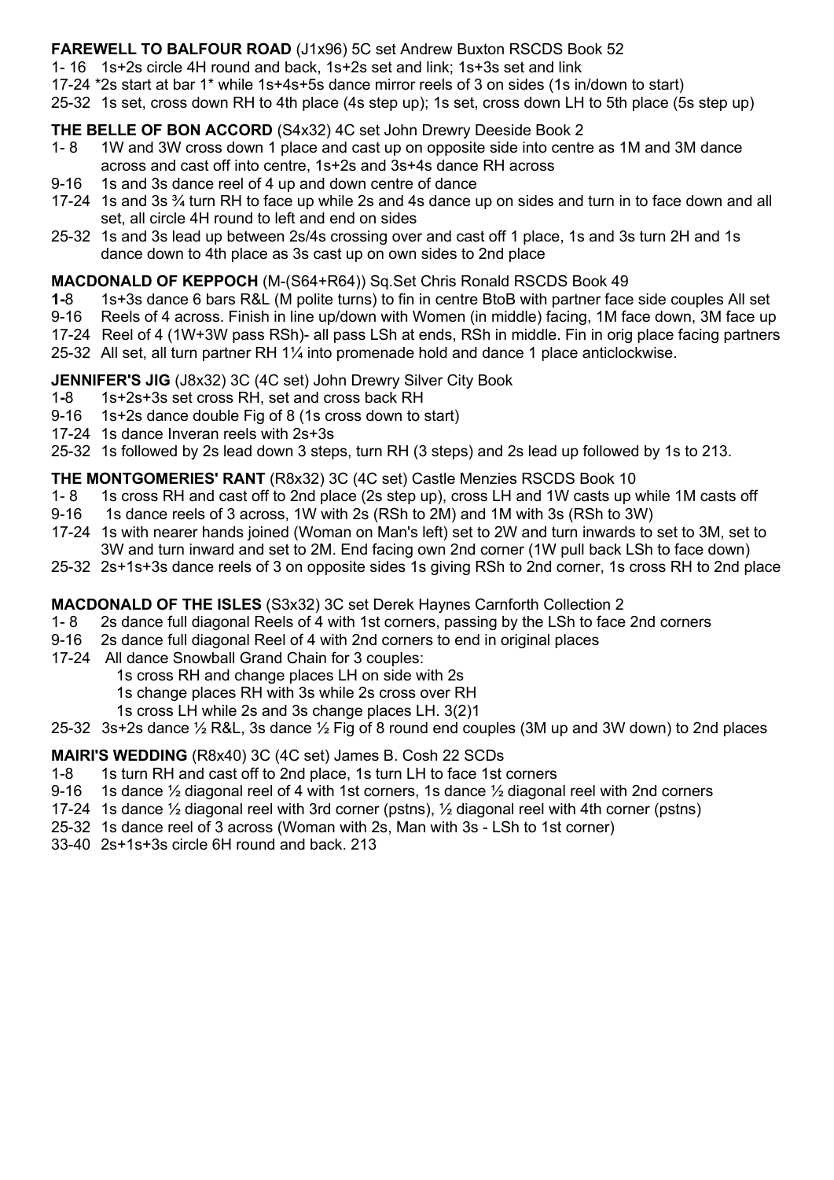**FAREWELL TO BALFOUR ROAD** (J1x96) 5C set Andrew Buxton RSCDS Book 52

1- 16 1s+2s circle 4H round and back, 1s+2s set and link; 1s+3s set and link
17-24 *2s start at bar 1* while 1s+4s+5s dance mirror reels of 3 on sides (1s in/down to start)
25-32 1s set, cross down RH to 4th place (4s step up); 1s set, cross down LH to 5th place (5s step up)

**THE BELLE OF BON ACCORD** (S4x32) 4C set John Drewry Deeside Book 2

1- 8 1W and 3W cross down 1 place and cast up on opposite side into centre as 1M and 3M dance across and cast off into centre, 1s+2s and 3s+4s dance RH across
9-16 1s and 3s dance reel of 4 up and down centre of dance
17-24 1s and 3s ¾ turn RH to face up while 2s and 4s dance up on sides and turn in to face down and all set, all circle 4H round to left and end on sides
25-32 1s and 3s lead up between 2s/4s crossing over and cast off 1 place, 1s and 3s turn 2H and 1s dance down to 4th place as 3s cast up on own sides to 2nd place

**MACDONALD OF KEPPOCH** (M-(S64+R64)) Sq.Set Chris Ronald RSCDS Book 49

**1-**8 1s+3s dance 6 bars R&L (M polite turns) to fin in centre BtoB with partner face side couples All set
9-16 Reels of 4 across. Finish in line up/down with Women (in middle) facing, 1M face down, 3M face up
17-24 Reel of 4 (1W+3W pass RSh)- all pass LSh at ends, RSh in middle. Fin in orig place facing partners
25-32 All set, all turn partner RH 1¼ into promenade hold and dance 1 place anticlockwise.

**JENNIFER'S JIG** (J8x32) 3C (4C set) John Drewry Silver City Book

1**-**8 1s+2s+3s set cross RH, set and cross back RH
9-16 1s+2s dance double Fig of 8 (1s cross down to start)
17-24 1s dance Inveran reels with 2s+3s
25-32 1s followed by 2s lead down 3 steps, turn RH (3 steps) and 2s lead up followed by 1s to 213.

**THE MONTGOMERIES' RANT** (R8x32) 3C (4C set) Castle Menzies RSCDS Book 10

1- 8 1s cross RH and cast off to 2nd place (2s step up), cross LH and 1W casts up while 1M casts off
9-16 1s dance reels of 3 across, 1W with 2s (RSh to 2M) and 1M with 3s (RSh to 3W)
17-24 1s with nearer hands joined (Woman on Man's left) set to 2W and turn inwards to set to 3M, set to 3W and turn inward and set to 2M. End facing own 2nd corner (1W pull back LSh to face down)
25-32 2s+1s+3s dance reels of 3 on opposite sides 1s giving RSh to 2nd corner, 1s cross RH to 2nd place

**MACDONALD OF THE ISLES** (S3x32) 3C set Derek Haynes Carnforth Collection 2

1- 8 2s dance full diagonal Reels of 4 with 1st corners, passing by the LSh to face 2nd corners
9-16 2s dance full diagonal Reel of 4 with 2nd corners to end in original places
17-24 All dance Snowball Grand Chain for 3 couples:
 1s cross RH and change places LH on side with 2s
 1s change places RH with 3s while 2s cross over RH
 1s cross LH while 2s and 3s change places LH. 3(2)1
25-32 3s+2s dance ½ R&L, 3s dance ½ Fig of 8 round end couples (3M up and 3W down) to 2nd places

**MAIRI'S WEDDING** (R8x40) 3C (4C set) James B. Cosh 22 SCDs

1-8 1s turn RH and cast off to 2nd place, 1s turn LH to face 1st corners
9-16 1s dance ½ diagonal reel of 4 with 1st corners, 1s dance ½ diagonal reel with 2nd corners
17-24 1s dance ½ diagonal reel with 3rd corner (pstns), ½ diagonal reel with 4th corner (pstns)
25-32 1s dance reel of 3 across (Woman with 2s, Man with 3s - LSh to 1st corner)
33-40 2s+1s+3s circle 6H round and back. 213